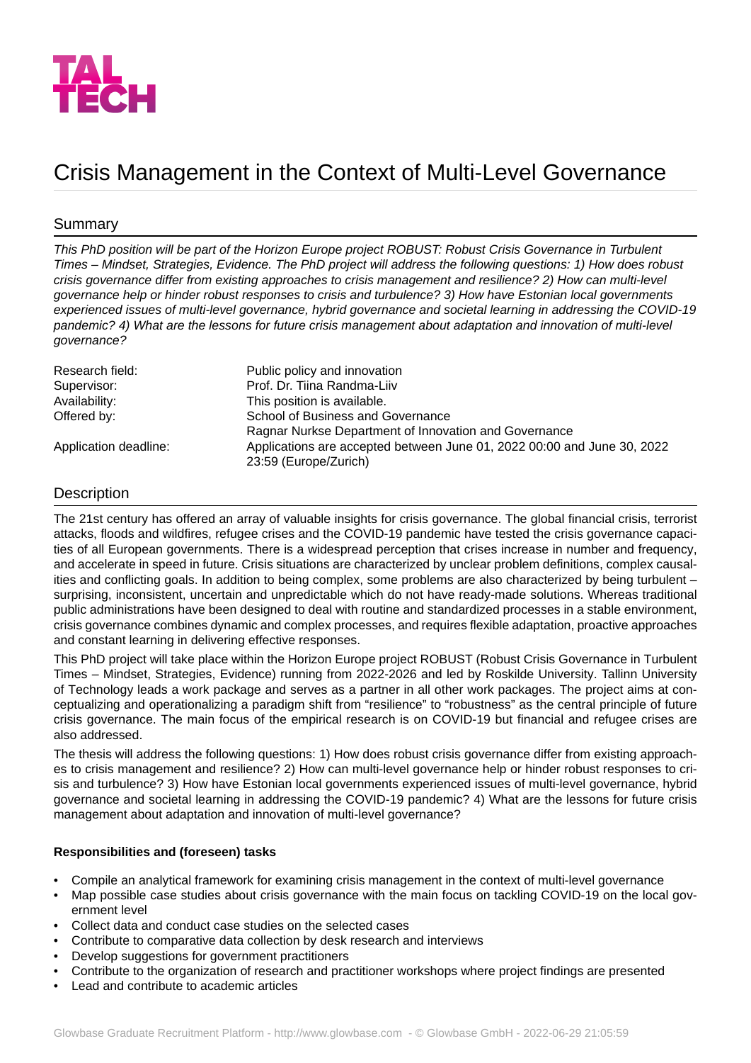TAL TECH

# Crisis Management in the Context of Multi-Level Governance

## Summary

*This PhD position will be part of the Horizon Europe project ROBUST: Robust Crisis Governance in Turbulent Times – Mindset, Strategies, Evidence. The PhD project will address the following questions: 1) How does robust crisis governance differ from existing approaches to crisis management and resilience? 2) How can multi-level governance help or hinder robust responses to crisis and turbulence? 3) How have Estonian local governments experienced issues of multi-level governance, hybrid governance and societal learning in addressing the COVID-19 pandemic? 4) What are the lessons for future crisis management about adaptation and innovation of multi-level governance?*

| | |
|---|---|
| Research field: | Public policy and innovation |
| Supervisor: | Prof. Dr. Tiina Randma-Liiv |
| Availability: | This position is available. |
| Offered by: | School of Business and Governance<br>Ragnar Nurkse Department of Innovation and Governance |
| Application deadline: | Applications are accepted between June 01, 2022 00:00 and June 30, 2022 23:59 (Europe/Zurich) |

## Description

The 21st century has offered an array of valuable insights for crisis governance. The global financial crisis, terrorist attacks, floods and wildfires, refugee crises and the COVID-19 pandemic have tested the crisis governance capacities of all European governments. There is a widespread perception that crises increase in number and frequency, and accelerate in speed in future. Crisis situations are characterized by unclear problem definitions, complex causalities and conflicting goals. In addition to being complex, some problems are also characterized by being turbulent – surprising, inconsistent, uncertain and unpredictable which do not have ready-made solutions. Whereas traditional public administrations have been designed to deal with routine and standardized processes in a stable environment, crisis governance combines dynamic and complex processes, and requires flexible adaptation, proactive approaches and constant learning in delivering effective responses.

This PhD project will take place within the Horizon Europe project ROBUST (Robust Crisis Governance in Turbulent Times – Mindset, Strategies, Evidence) running from 2022-2026 and led by Roskilde University. Tallinn University of Technology leads a work package and serves as a partner in all other work packages. The project aims at conceptualizing and operationalizing a paradigm shift from "resilience" to "robustness" as the central principle of future crisis governance. The main focus of the empirical research is on COVID-19 but financial and refugee crises are also addressed.

The thesis will address the following questions: 1) How does robust crisis governance differ from existing approaches to crisis management and resilience? 2) How can multi-level governance help or hinder robust responses to crisis and turbulence? 3) How have Estonian local governments experienced issues of multi-level governance, hybrid governance and societal learning in addressing the COVID-19 pandemic? 4) What are the lessons for future crisis management about adaptation and innovation of multi-level governance?

**Responsibilities and (foreseen) tasks**

- Compile an analytical framework for examining crisis management in the context of multi-level governance
- Map possible case studies about crisis governance with the main focus on tackling COVID-19 on the local government level
- Collect data and conduct case studies on the selected cases
- Contribute to comparative data collection by desk research and interviews
- Develop suggestions for government practitioners
- Contribute to the organization of research and practitioner workshops where project findings are presented
- Lead and contribute to academic articles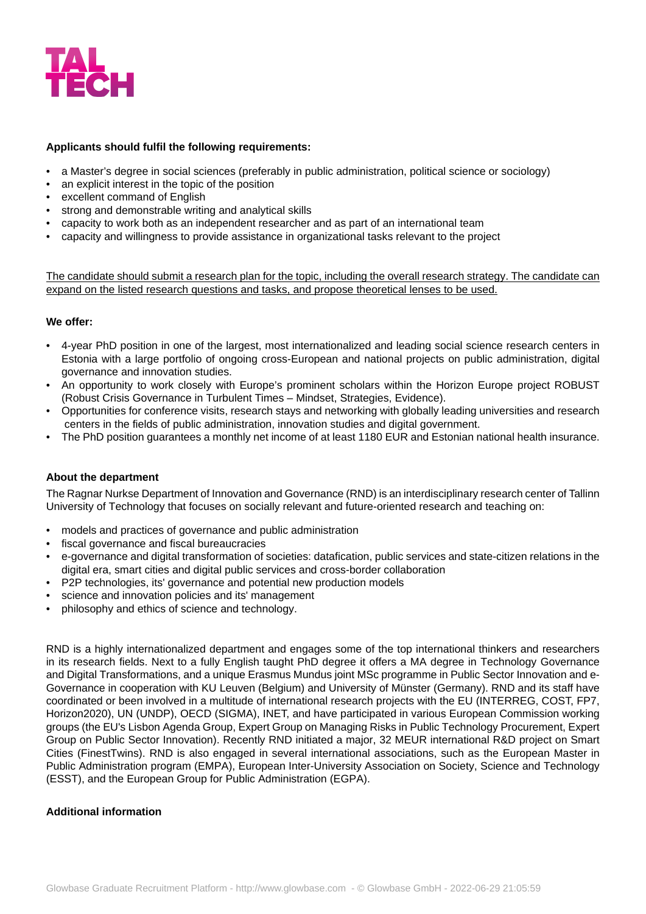**Applicants should fulfil the following requirements:**

- a Master's degree in social sciences (preferably in public administration, political science or sociology)
- an explicit interest in the topic of the position
- excellent command of English
- strong and demonstrable writing and analytical skills
- capacity to work both as an independent researcher and as part of an international team
- capacity and willingness to provide assistance in organizational tasks relevant to the project

<u>The candidate should submit a research plan for the topic, including the overall research strategy. The candidate can expand on the listed research questions and tasks, and propose theoretical lenses to be used.</u>

**We offer:**

- 4-year PhD position in one of the largest, most internationalized and leading social science research centers in Estonia with a large portfolio of ongoing cross-European and national projects on public administration, digital governance and innovation studies.
- An opportunity to work closely with Europe's prominent scholars within the Horizon Europe project ROBUST (Robust Crisis Governance in Turbulent Times – Mindset, Strategies, Evidence).
- Opportunities for conference visits, research stays and networking with globally leading universities and research centers in the fields of public administration, innovation studies and digital government.
- The PhD position guarantees a monthly net income of at least 1180 EUR and Estonian national health insurance.

**About the department**

The Ragnar Nurkse Department of Innovation and Governance (RND) is an interdisciplinary research center of Tallinn University of Technology that focuses on socially relevant and future-oriented research and teaching on:

- models and practices of governance and public administration
- fiscal governance and fiscal bureaucracies
- e-governance and digital transformation of societies: datafication, public services and state-citizen relations in the digital era, smart cities and digital public services and cross-border collaboration
- P2P technologies, its' governance and potential new production models
- science and innovation policies and its' management
- philosophy and ethics of science and technology.

RND is a highly internationalized department and engages some of the top international thinkers and researchers in its research fields. Next to a fully English taught PhD degree it offers a MA degree in Technology Governance and Digital Transformations, and a unique Erasmus Mundus joint MSc programme in Public Sector Innovation and e-Governance in cooperation with KU Leuven (Belgium) and University of Münster (Germany). RND and its staff have coordinated or been involved in a multitude of international research projects with the EU (INTERREG, COST, FP7, Horizon2020), UN (UNDP), OECD (SIGMA), INET, and have participated in various European Commission working groups (the EU's Lisbon Agenda Group, Expert Group on Managing Risks in Public Technology Procurement, Expert Group on Public Sector Innovation). Recently RND initiated a major, 32 MEUR international R&D project on Smart Cities (FinestTwins). RND is also engaged in several international associations, such as the European Master in Public Administration program (EMPA), European Inter-University Association on Society, Science and Technology (ESST), and the European Group for Public Administration (EGPA).

**Additional information**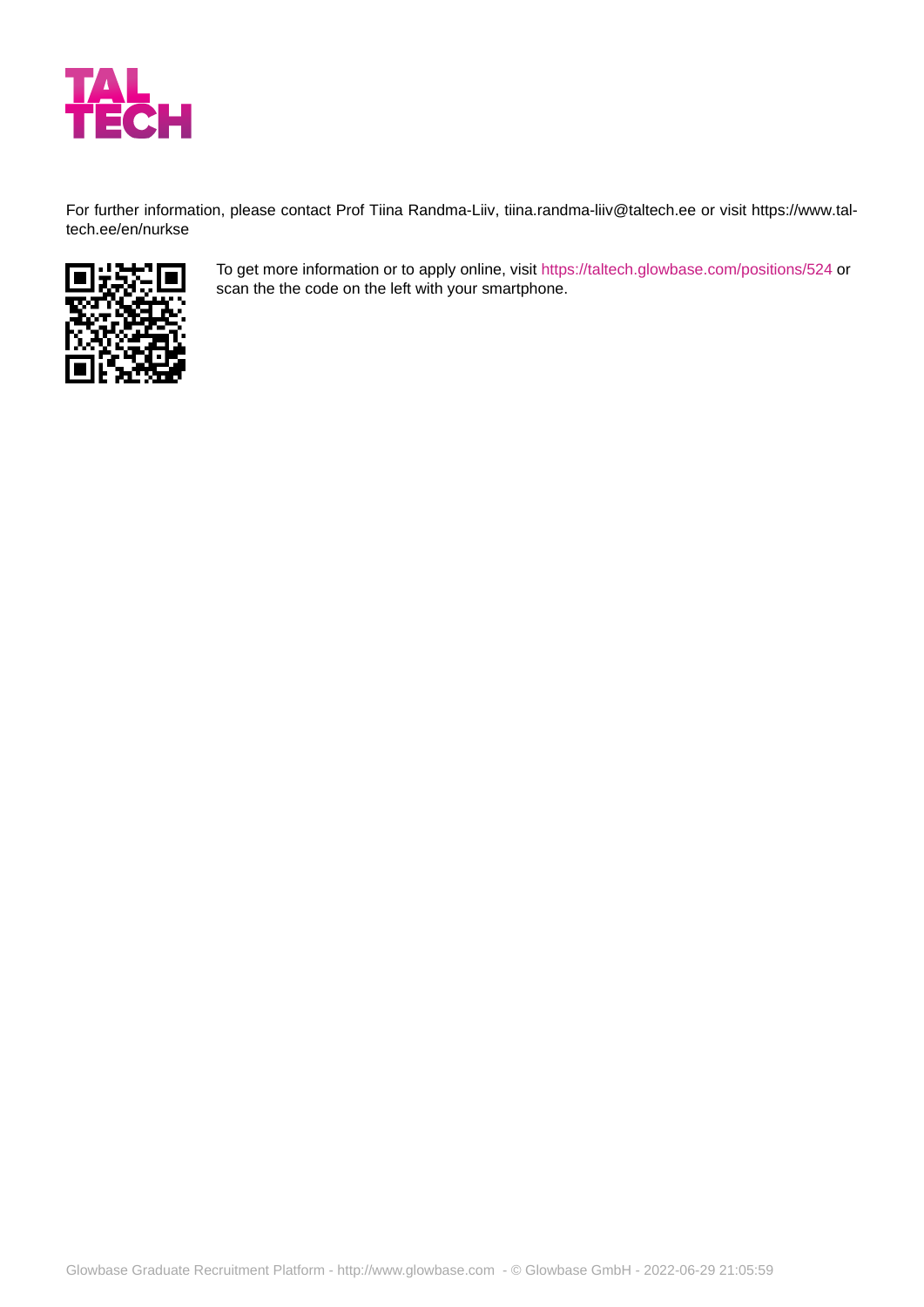For further information, please contact Prof Tiina Randma-Liiv, tiina.randma-liiv@taltech.ee or visit https://www.taltech.ee/en/nurkse

To get more information or to apply online, visit https://taltech.glowbase.com/positions/524 or scan the the code on the left with your smartphone.